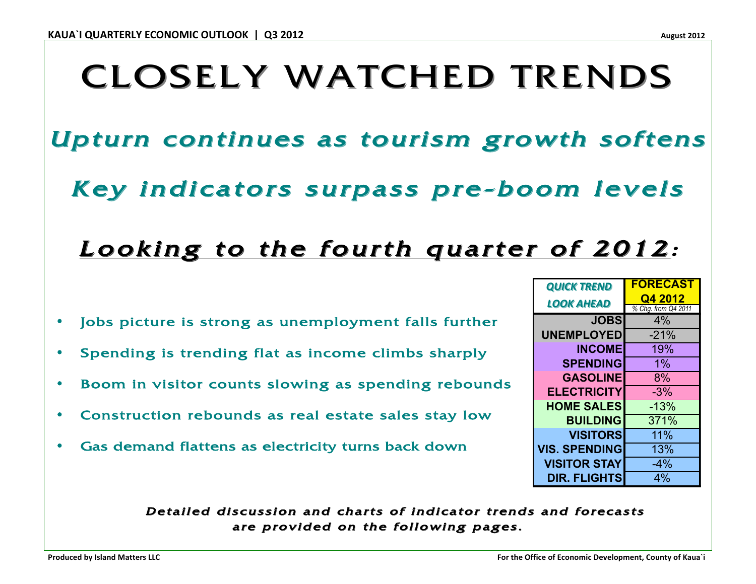# CLOSELY WATCHED TRENDS

## *Upturn continues as tourism growth softens*

## *Key indicators surpass pre-boom levels*

## ***Looking to the fourth quarter of 2012:***

- Jobs picture is strong as unemployment falls further
- Spending is trending flat as income climbs sharply
- Boom in visitor counts slowing as spending rebounds
- Construction rebounds as real estate sales stay low
- Gas demand flattens as electricity turns back down

| *QUICK TREND LOOK AHEAD* | **FORECAST Q4 2012** *% Chg. from Q4 2011* |
|---|---|
| **JOBS** | 4% |
| **UNEMPLOYED** | -21% |
| **INCOME** | 19% |
| **SPENDING** | 1% |
| **GASOLINE** | 8% |
| **ELECTRICITY** | -3% |
| **HOME SALES** | -13% |
| **BUILDING** | 371% |
| **VISITORS** | 11% |
| **VIS. SPENDING** | 13% |
| **VISITOR STAY** | -4% |
| **DIR. FLIGHTS** | 4% |

***Detailed discussion and charts of indicator trends and forecasts are provided on the following pages.***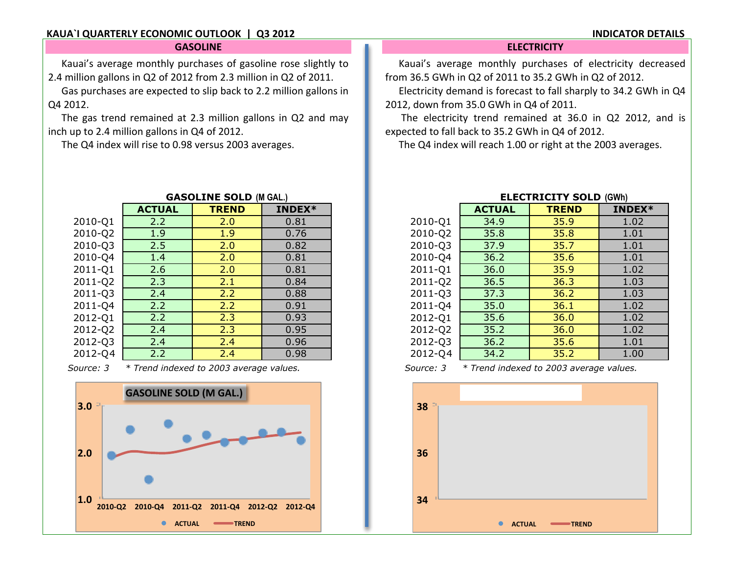## GASOLINE

Kauai's average monthly purchases of gasoline rose slightly to 2.4 million gallons in Q2 of 2012 from 2.3 million in Q2 of 2011.

Gas purchases are expected to slip back to 2.2 million gallons in Q4 2012.

The gas trend remained at 2.3 million gallons in Q2 and may inch up to 2.4 million gallons in Q4 of 2012.

The Q4 index will rise to 0.98 versus 2003 averages.

**GASOLINE SOLD (M GAL.)**

| | ACTUAL | TREND | INDEX* |
|---|---|---|---|
| 2010-Q1 | 2.2 | 2.0 | 0.81 |
| 2010-Q2 | 1.9 | 1.9 | 0.76 |
| 2010-Q3 | 2.5 | 2.0 | 0.82 |
| 2010-Q4 | 1.4 | 2.0 | 0.81 |
| 2011-Q1 | 2.6 | 2.0 | 0.81 |
| 2011-Q2 | 2.3 | 2.1 | 0.84 |
| 2011-Q3 | 2.4 | 2.2 | 0.88 |
| 2011-Q4 | 2.2 | 2.2 | 0.91 |
| 2012-Q1 | 2.2 | 2.3 | 0.93 |
| 2012-Q2 | 2.4 | 2.3 | 0.95 |
| 2012-Q3 | 2.4 | 2.4 | 0.96 |
| 2012-Q4 | 2.2 | 2.4 | 0.98 |

*Source: 3* *\* Trend indexed to 2003 average values.*

GASOLINE SOLD (M GAL.)

3.0
2.0
1.0

2010-Q2 2010-Q4 2011-Q2 2011-Q4 2012-Q2 2012-Q4

ACTUAL TREND

## ELECTRICITY

Kauai's average monthly purchases of electricity decreased from 36.5 GWh in Q2 of 2011 to 35.2 GWh in Q2 of 2012.

Electricity demand is forecast to fall sharply to 34.2 GWh in Q4 2012, down from 35.0 GWh in Q4 of 2011.

The electricity trend remained at 36.0 in Q2 2012, and is expected to fall back to 35.2 GWh in Q4 of 2012.

The Q4 index will reach 1.00 or right at the 2003 averages.

**ELECTRICITY SOLD (GWh)**

| | ACTUAL | TREND | INDEX* |
|---|---|---|---|
| 2010-Q1 | 34.9 | 35.9 | 1.02 |
| 2010-Q2 | 35.8 | 35.8 | 1.01 |
| 2010-Q3 | 37.9 | 35.7 | 1.01 |
| 2010-Q4 | 36.2 | 35.6 | 1.01 |
| 2011-Q1 | 36.0 | 35.9 | 1.02 |
| 2011-Q2 | 36.5 | 36.3 | 1.03 |
| 2011-Q3 | 37.3 | 36.2 | 1.03 |
| 2011-Q4 | 35.0 | 36.1 | 1.02 |
| 2012-Q1 | 35.6 | 36.0 | 1.02 |
| 2012-Q2 | 35.2 | 36.0 | 1.02 |
| 2012-Q3 | 36.2 | 35.6 | 1.01 |
| 2012-Q4 | 34.2 | 35.2 | 1.00 |

*Source: 3* *\* Trend indexed to 2003 average values.*

38
36
34

ACTUAL TREND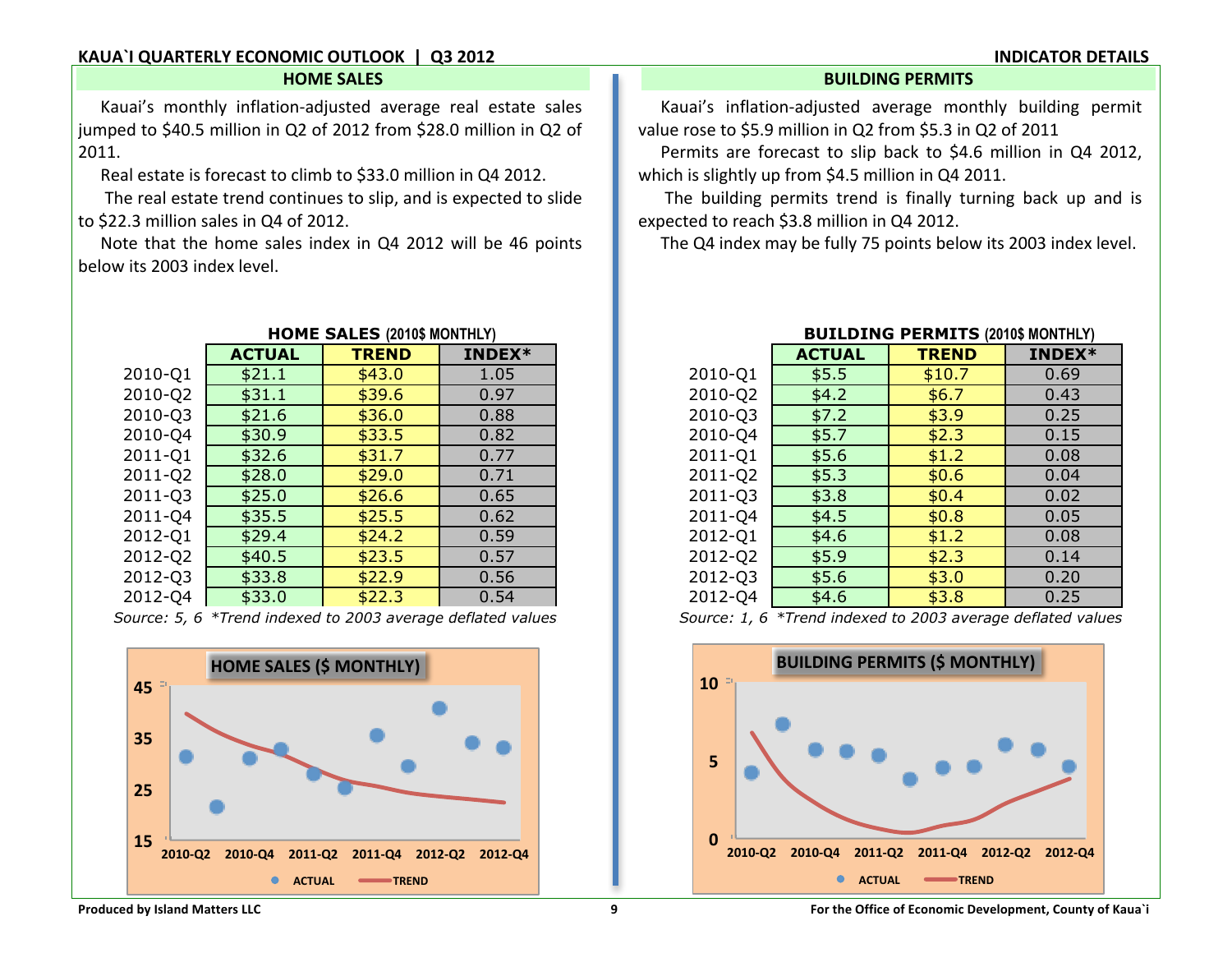## HOME SALES

Kauai's monthly inflation-adjusted average real estate sales jumped to $40.5 million in Q2 of 2012 from $28.0 million in Q2 of 2011.

Real estate is forecast to climb to $33.0 million in Q4 2012.

The real estate trend continues to slip, and is expected to slide to $22.3 million sales in Q4 of 2012.

Note that the home sales index in Q4 2012 will be 46 points below its 2003 index level.

**HOME SALES** (2010$ MONTHLY)

| | ACTUAL | TREND | INDEX* |
|---|---|---|---|
| 2010-Q1 | $21.1 | $43.0 | 1.05 |
| 2010-Q2 | $31.1 | $39.6 | 0.97 |
| 2010-Q3 | $21.6 | $36.0 | 0.88 |
| 2010-Q4 | $30.9 | $33.5 | 0.82 |
| 2011-Q1 | $32.6 | $31.7 | 0.77 |
| 2011-Q2 | $28.0 | $29.0 | 0.71 |
| 2011-Q3 | $25.0 | $26.6 | 0.65 |
| 2011-Q4 | $35.5 | $25.5 | 0.62 |
| 2012-Q1 | $29.4 | $24.2 | 0.59 |
| 2012-Q2 | $40.5 | $23.5 | 0.57 |
| 2012-Q3 | $33.8 | $22.9 | 0.56 |
| 2012-Q4 | $33.0 | $22.3 | 0.54 |

*Source: 5, 6 \*Trend indexed to 2003 average deflated values*

## BUILDING PERMITS

Kauai's inflation-adjusted average monthly building permit value rose to $5.9 million in Q2 from $5.3 in Q2 of 2011

Permits are forecast to slip back to $4.6 million in Q4 2012, which is slightly up from $4.5 million in Q4 2011.

The building permits trend is finally turning back up and is expected to reach $3.8 million in Q4 2012.

The Q4 index may be fully 75 points below its 2003 index level.

**BUILDING PERMITS** (2010$ MONTHLY)

| | ACTUAL | TREND | INDEX* |
|---|---|---|---|
| 2010-Q1 | $5.5 | $10.7 | 0.69 |
| 2010-Q2 | $4.2 | $6.7 | 0.43 |
| 2010-Q3 | $7.2 | $3.9 | 0.25 |
| 2010-Q4 | $5.7 | $2.3 | 0.15 |
| 2011-Q1 | $5.6 | $1.2 | 0.08 |
| 2011-Q2 | $5.3 | $0.6 | 0.04 |
| 2011-Q3 | $3.8 | $0.4 | 0.02 |
| 2011-Q4 | $4.5 | $0.8 | 0.05 |
| 2012-Q1 | $4.6 | $1.2 | 0.08 |
| 2012-Q2 | $5.9 | $2.3 | 0.14 |
| 2012-Q3 | $5.6 | $3.0 | 0.20 |
| 2012-Q4 | $4.6 | $3.8 | 0.25 |

*Source: 1, 6 \*Trend indexed to 2003 average deflated values*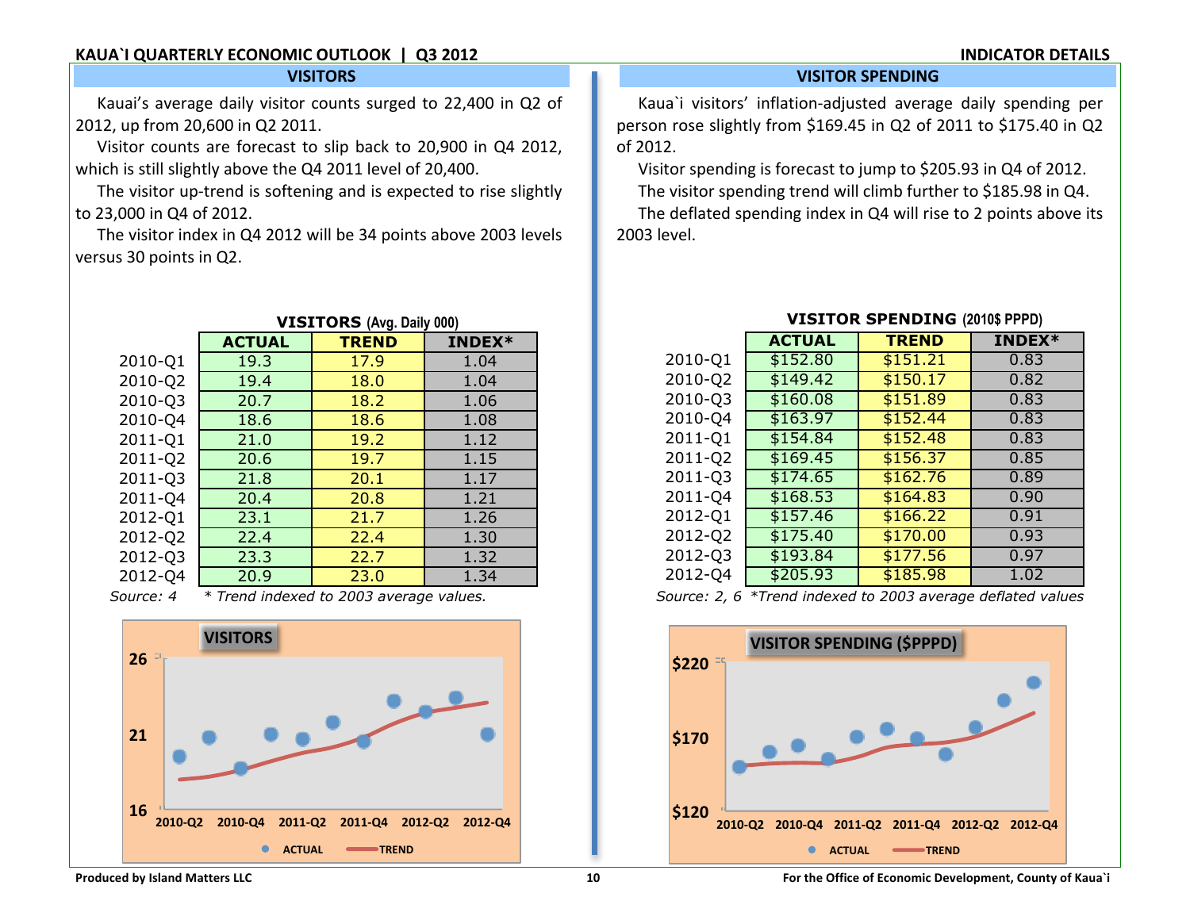## VISITORS

Kauai's average daily visitor counts surged to 22,400 in Q2 of 2012, up from 20,600 in Q2 2011.

Visitor counts are forecast to slip back to 20,900 in Q4 2012, which is still slightly above the Q4 2011 level of 20,400.

The visitor up-trend is softening and is expected to rise slightly to 23,000 in Q4 of 2012.

The visitor index in Q4 2012 will be 34 points above 2003 levels versus 30 points in Q2.

**VISITORS (Avg. Daily 000)**

| | ACTUAL | TREND | INDEX* |
|---|---|---|---|
| 2010-Q1 | 19.3 | 17.9 | 1.04 |
| 2010-Q2 | 19.4 | 18.0 | 1.04 |
| 2010-Q3 | 20.7 | 18.2 | 1.06 |
| 2010-Q4 | 18.6 | 18.6 | 1.08 |
| 2011-Q1 | 21.0 | 19.2 | 1.12 |
| 2011-Q2 | 20.6 | 19.7 | 1.15 |
| 2011-Q3 | 21.8 | 20.1 | 1.17 |
| 2011-Q4 | 20.4 | 20.8 | 1.21 |
| 2012-Q1 | 23.1 | 21.7 | 1.26 |
| 2012-Q2 | 22.4 | 22.4 | 1.30 |
| 2012-Q3 | 23.3 | 22.7 | 1.32 |
| 2012-Q4 | 20.9 | 23.0 | 1.34 |

*Source: 4* &nbsp;&nbsp; *\* Trend indexed to 2003 average values.*

## VISITOR SPENDING

Kaua`i visitors' inflation-adjusted average daily spending per person rose slightly from $169.45 in Q2 of 2011 to $175.40 in Q2 of 2012.

Visitor spending is forecast to jump to $205.93 in Q4 of 2012.

The visitor spending trend will climb further to $185.98 in Q4.

The deflated spending index in Q4 will rise to 2 points above its 2003 level.

**VISITOR SPENDING (2010$ PPPD)**

| | ACTUAL | TREND | INDEX* |
|---|---|---|---|
| 2010-Q1 | $152.80 | $151.21 | 0.83 |
| 2010-Q2 | $149.42 | $150.17 | 0.82 |
| 2010-Q3 | $160.08 | $151.89 | 0.83 |
| 2010-Q4 | $163.97 | $152.44 | 0.83 |
| 2011-Q1 | $154.84 | $152.48 | 0.83 |
| 2011-Q2 | $169.45 | $156.37 | 0.85 |
| 2011-Q3 | $174.65 | $162.76 | 0.89 |
| 2011-Q4 | $168.53 | $164.83 | 0.90 |
| 2012-Q1 | $157.46 | $166.22 | 0.91 |
| 2012-Q2 | $175.40 | $170.00 | 0.93 |
| 2012-Q3 | $193.84 | $177.56 | 0.97 |
| 2012-Q4 | $205.93 | $185.98 | 1.02 |

*Source: 2, 6* &nbsp;&nbsp; *\*Trend indexed to 2003 average deflated values*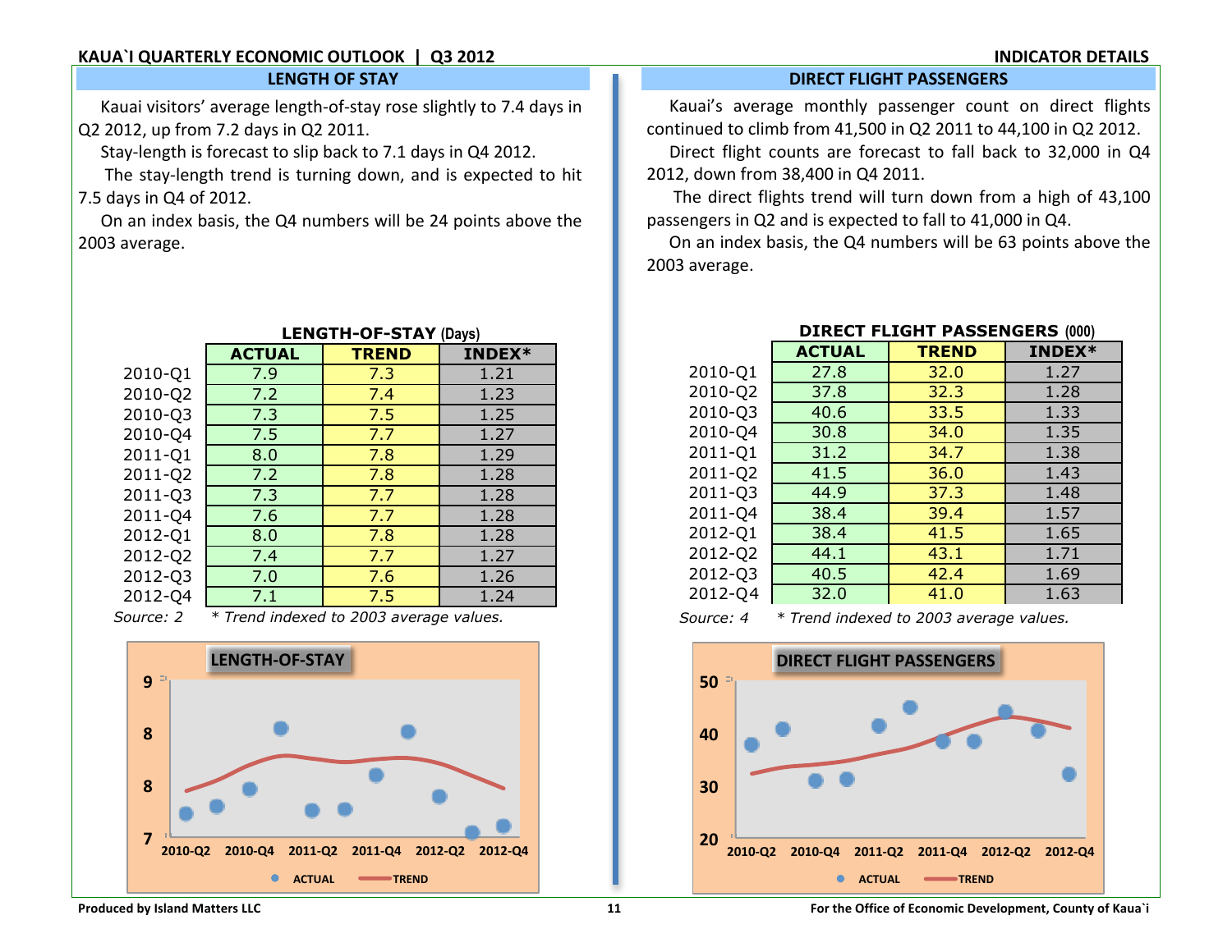## LENGTH OF STAY

Kauai visitors' average length-of-stay rose slightly to 7.4 days in Q2 2012, up from 7.2 days in Q2 2011.

Stay-length is forecast to slip back to 7.1 days in Q4 2012.

The stay-length trend is turning down, and is expected to hit 7.5 days in Q4 of 2012.

On an index basis, the Q4 numbers will be 24 points above the 2003 average.

**LENGTH-OF-STAY (Days)**

| | ACTUAL | TREND | INDEX* |
|---|---|---|---|
| 2010-Q1 | 7.9 | 7.3 | 1.21 |
| 2010-Q2 | 7.2 | 7.4 | 1.23 |
| 2010-Q3 | 7.3 | 7.5 | 1.25 |
| 2010-Q4 | 7.5 | 7.7 | 1.27 |
| 2011-Q1 | 8.0 | 7.8 | 1.29 |
| 2011-Q2 | 7.2 | 7.8 | 1.28 |
| 2011-Q3 | 7.3 | 7.7 | 1.28 |
| 2011-Q4 | 7.6 | 7.7 | 1.28 |
| 2012-Q1 | 8.0 | 7.8 | 1.28 |
| 2012-Q2 | 7.4 | 7.7 | 1.27 |
| 2012-Q3 | 7.0 | 7.6 | 1.26 |
| 2012-Q4 | 7.1 | 7.5 | 1.24 |

*Source: 2* *\* Trend indexed to 2003 average values.*

LENGTH-OF-STAY

9
8
8
7

2010-Q2 2010-Q4 2011-Q2 2011-Q4 2012-Q2 2012-Q4

ACTUAL TREND

## DIRECT FLIGHT PASSENGERS

Kauai's average monthly passenger count on direct flights continued to climb from 41,500 in Q2 2011 to 44,100 in Q2 2012.

Direct flight counts are forecast to fall back to 32,000 in Q4 2012, down from 38,400 in Q4 2011.

The direct flights trend will turn down from a high of 43,100 passengers in Q2 and is expected to fall to 41,000 in Q4.

On an index basis, the Q4 numbers will be 63 points above the 2003 average.

**DIRECT FLIGHT PASSENGERS (000)**

| | ACTUAL | TREND | INDEX* |
|---|---|---|---|
| 2010-Q1 | 27.8 | 32.0 | 1.27 |
| 2010-Q2 | 37.8 | 32.3 | 1.28 |
| 2010-Q3 | 40.6 | 33.5 | 1.33 |
| 2010-Q4 | 30.8 | 34.0 | 1.35 |
| 2011-Q1 | 31.2 | 34.7 | 1.38 |
| 2011-Q2 | 41.5 | 36.0 | 1.43 |
| 2011-Q3 | 44.9 | 37.3 | 1.48 |
| 2011-Q4 | 38.4 | 39.4 | 1.57 |
| 2012-Q1 | 38.4 | 41.5 | 1.65 |
| 2012-Q2 | 44.1 | 43.1 | 1.71 |
| 2012-Q3 | 40.5 | 42.4 | 1.69 |
| 2012-Q4 | 32.0 | 41.0 | 1.63 |

*Source: 4* *\* Trend indexed to 2003 average values.*

DIRECT FLIGHT PASSENGERS

50
40
30
20

2010-Q2 2010-Q4 2011-Q2 2011-Q4 2012-Q2 2012-Q4

ACTUAL TREND